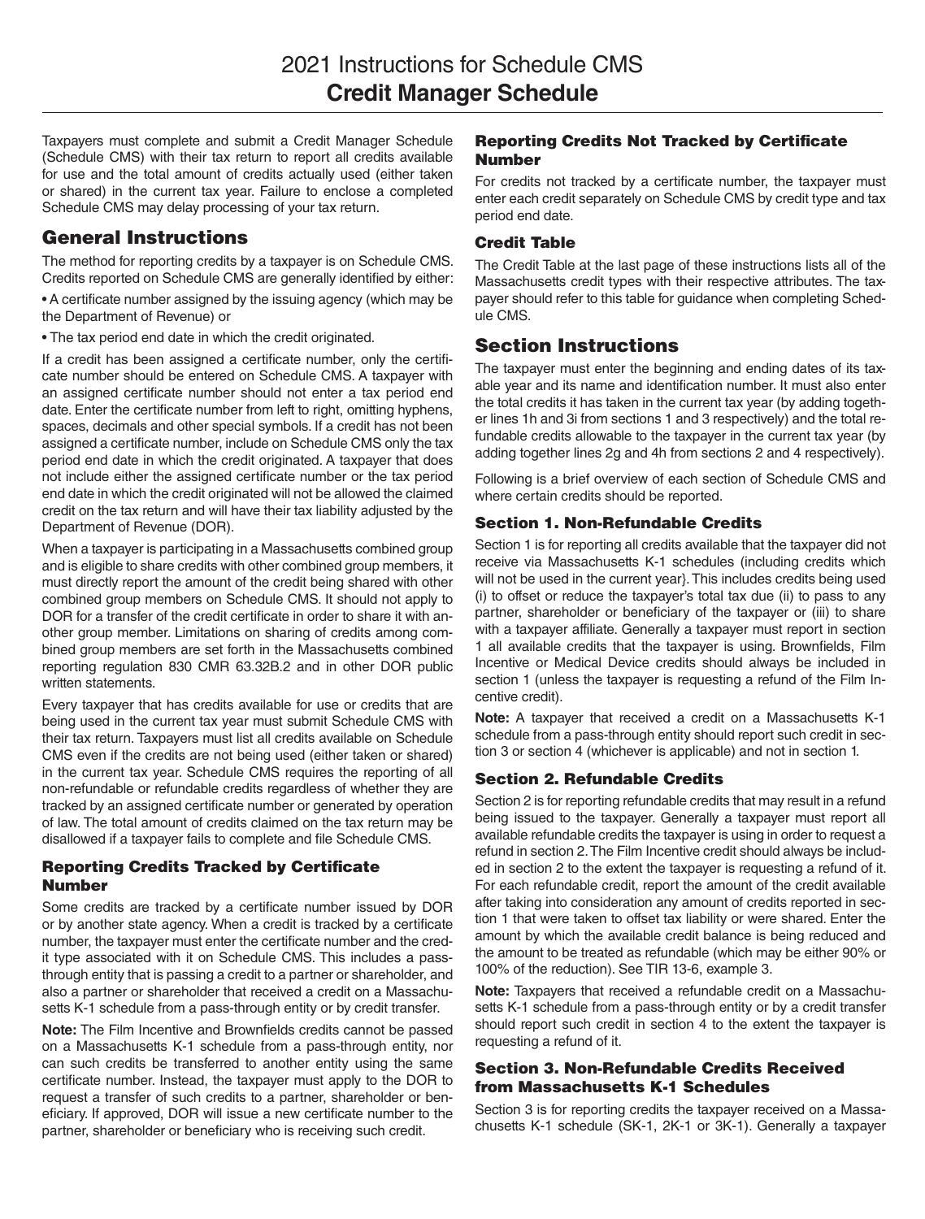# 2021 Instructions for Schedule CMS
# Credit Manager Schedule

Taxpayers must complete and submit a Credit Manager Schedule (Schedule CMS) with their tax return to report all credits available for use and the total amount of credits actually used (either taken or shared) in the current tax year. Failure to enclose a completed Schedule CMS may delay processing of your tax return.

## General Instructions

The method for reporting credits by a taxpayer is on Schedule CMS. Credits reported on Schedule CMS are generally identified by either:

- A certificate number assigned by the issuing agency (which may be the Department of Revenue) or
- The tax period end date in which the credit originated.

If a credit has been assigned a certificate number, only the certificate number should be entered on Schedule CMS. A taxpayer with an assigned certificate number should not enter a tax period end date. Enter the certificate number from left to right, omitting hyphens, spaces, decimals and other special symbols. If a credit has not been assigned a certificate number, include on Schedule CMS only the tax period end date in which the credit originated. A taxpayer that does not include either the assigned certificate number or the tax period end date in which the credit originated will not be allowed the claimed credit on the tax return and will have their tax liability adjusted by the Department of Revenue (DOR).

When a taxpayer is participating in a Massachusetts combined group and is eligible to share credits with other combined group members, it must directly report the amount of the credit being shared with other combined group members on Schedule CMS. It should not apply to DOR for a transfer of the credit certificate in order to share it with another group member. Limitations on sharing of credits among combined group members are set forth in the Massachusetts combined reporting regulation 830 CMR 63.32B.2 and in other DOR public written statements.

Every taxpayer that has credits available for use or credits that are being used in the current tax year must submit Schedule CMS with their tax return. Taxpayers must list all credits available on Schedule CMS even if the credits are not being used (either taken or shared) in the current tax year. Schedule CMS requires the reporting of all non-refundable or refundable credits regardless of whether they are tracked by an assigned certificate number or generated by operation of law. The total amount of credits claimed on the tax return may be disallowed if a taxpayer fails to complete and file Schedule CMS.

### Reporting Credits Tracked by Certificate Number

Some credits are tracked by a certificate number issued by DOR or by another state agency. When a credit is tracked by a certificate number, the taxpayer must enter the certificate number and the credit type associated with it on Schedule CMS. This includes a pass-through entity that is passing a credit to a partner or shareholder, and also a partner or shareholder that received a credit on a Massachusetts K-1 schedule from a pass-through entity or by credit transfer.

**Note:** The Film Incentive and Brownfields credits cannot be passed on a Massachusetts K-1 schedule from a pass-through entity, nor can such credits be transferred to another entity using the same certificate number. Instead, the taxpayer must apply to the DOR to request a transfer of such credits to a partner, shareholder or beneficiary. If approved, DOR will issue a new certificate number to the partner, shareholder or beneficiary who is receiving such credit.

### Reporting Credits Not Tracked by Certificate Number

For credits not tracked by a certificate number, the taxpayer must enter each credit separately on Schedule CMS by credit type and tax period end date.

### Credit Table

The Credit Table at the last page of these instructions lists all of the Massachusetts credit types with their respective attributes. The taxpayer should refer to this table for guidance when completing Schedule CMS.

## Section Instructions

The taxpayer must enter the beginning and ending dates of its taxable year and its name and identification number. It must also enter the total credits it has taken in the current tax year (by adding together lines 1h and 3i from sections 1 and 3 respectively) and the total refundable credits allowable to the taxpayer in the current tax year (by adding together lines 2g and 4h from sections 2 and 4 respectively).

Following is a brief overview of each section of Schedule CMS and where certain credits should be reported.

### Section 1. Non-Refundable Credits

Section 1 is for reporting all credits available that the taxpayer did not receive via Massachusetts K-1 schedules (including credits which will not be used in the current year}. This includes credits being used (i) to offset or reduce the taxpayer's total tax due (ii) to pass to any partner, shareholder or beneficiary of the taxpayer or (iii) to share with a taxpayer affiliate. Generally a taxpayer must report in section 1 all available credits that the taxpayer is using. Brownfields, Film Incentive or Medical Device credits should always be included in section 1 (unless the taxpayer is requesting a refund of the Film Incentive credit).

**Note:** A taxpayer that received a credit on a Massachusetts K-1 schedule from a pass-through entity should report such credit in section 3 or section 4 (whichever is applicable) and not in section 1.

### Section 2. Refundable Credits

Section 2 is for reporting refundable credits that may result in a refund being issued to the taxpayer. Generally a taxpayer must report all available refundable credits the taxpayer is using in order to request a refund in section 2. The Film Incentive credit should always be included in section 2 to the extent the taxpayer is requesting a refund of it. For each refundable credit, report the amount of the credit available after taking into consideration any amount of credits reported in section 1 that were taken to offset tax liability or were shared. Enter the amount by which the available credit balance is being reduced and the amount to be treated as refundable (which may be either 90% or 100% of the reduction). See TIR 13-6, example 3.

**Note:** Taxpayers that received a refundable credit on a Massachusetts K-1 schedule from a pass-through entity or by a credit transfer should report such credit in section 4 to the extent the taxpayer is requesting a refund of it.

### Section 3. Non-Refundable Credits Received from Massachusetts K-1 Schedules

Section 3 is for reporting credits the taxpayer received on a Massachusetts K-1 schedule (SK-1, 2K-1 or 3K-1). Generally a taxpayer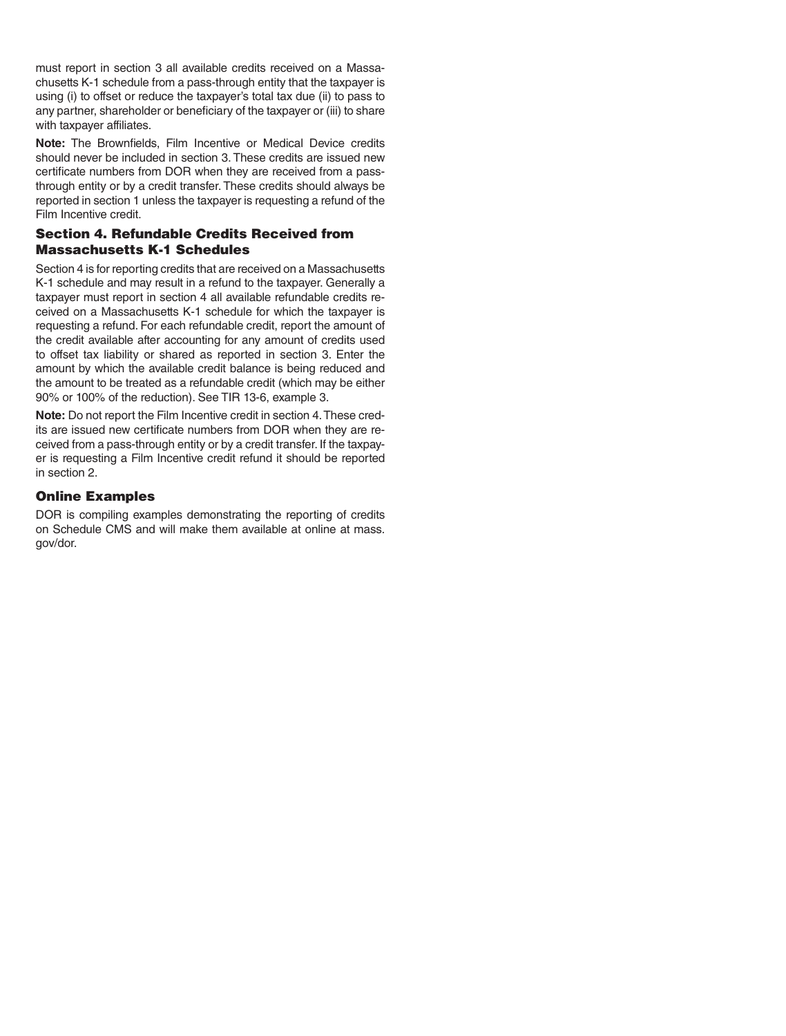must report in section 3 all available credits received on a Massachusetts K-1 schedule from a pass-through entity that the taxpayer is using (i) to offset or reduce the taxpayer's total tax due (ii) to pass to any partner, shareholder or beneficiary of the taxpayer or (iii) to share with taxpayer affiliates.

**Note:** The Brownfields, Film Incentive or Medical Device credits should never be included in section 3. These credits are issued new certificate numbers from DOR when they are received from a pass-through entity or by a credit transfer. These credits should always be reported in section 1 unless the taxpayer is requesting a refund of the Film Incentive credit.

### Section 4. Refundable Credits Received from Massachusetts K-1 Schedules

Section 4 is for reporting credits that are received on a Massachusetts K-1 schedule and may result in a refund to the taxpayer. Generally a taxpayer must report in section 4 all available refundable credits received on a Massachusetts K-1 schedule for which the taxpayer is requesting a refund. For each refundable credit, report the amount of the credit available after accounting for any amount of credits used to offset tax liability or shared as reported in section 3. Enter the amount by which the available credit balance is being reduced and the amount to be treated as a refundable credit (which may be either 90% or 100% of the reduction). See TIR 13-6, example 3.

**Note:** Do not report the Film Incentive credit in section 4. These credits are issued new certificate numbers from DOR when they are received from a pass-through entity or by a credit transfer. If the taxpayer is requesting a Film Incentive credit refund it should be reported in section 2.

### Online Examples

DOR is compiling examples demonstrating the reporting of credits on Schedule CMS and will make them available at online at mass.gov/dor.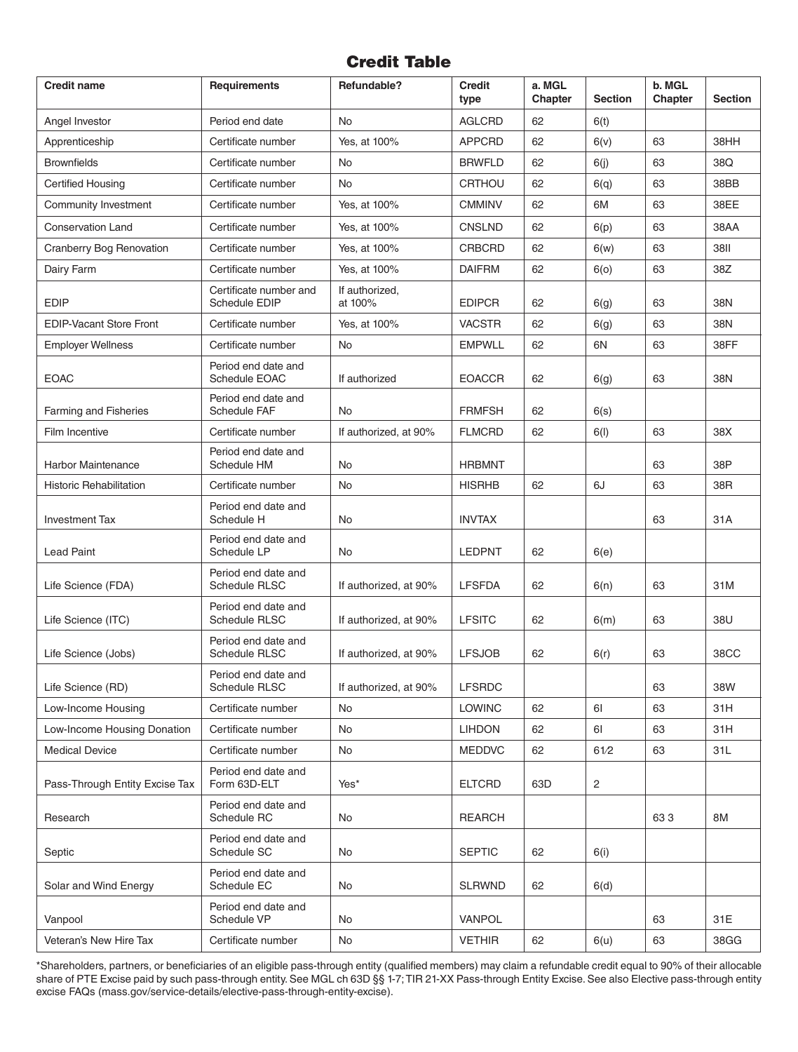## Credit Table

| Credit name | Requirements | Refundable? | Credit type | a. MGL Chapter | Section | b. MGL Chapter | Section |
|---|---|---|---|---|---|---|---|
| Angel Investor | Period end date | No | AGLCRD | 62 | 6(t) | | |
| Apprenticeship | Certificate number | Yes, at 100% | APPCRD | 62 | 6(v) | 63 | 38HH |
| Brownfields | Certificate number | No | BRWFLD | 62 | 6(j) | 63 | 38Q |
| Certified Housing | Certificate number | No | CRTHOU | 62 | 6(q) | 63 | 38BB |
| Community Investment | Certificate number | Yes, at 100% | CMMINV | 62 | 6M | 63 | 38EE |
| Conservation Land | Certificate number | Yes, at 100% | CNSLND | 62 | 6(p) | 63 | 38AA |
| Cranberry Bog Renovation | Certificate number | Yes, at 100% | CRBCRD | 62 | 6(w) | 63 | 38II |
| Dairy Farm | Certificate number | Yes, at 100% | DAIFRM | 62 | 6(o) | 63 | 38Z |
| EDIP | Certificate number and Schedule EDIP | If authorized, at 100% | EDIPCR | 62 | 6(g) | 63 | 38N |
| EDIP-Vacant Store Front | Certificate number | Yes, at 100% | VACSTR | 62 | 6(g) | 63 | 38N |
| Employer Wellness | Certificate number | No | EMPWLL | 62 | 6N | 63 | 38FF |
| EOAC | Period end date and Schedule EOAC | If authorized | EOACCR | 62 | 6(g) | 63 | 38N |
| Farming and Fisheries | Period end date and Schedule FAF | No | FRMFSH | 62 | 6(s) | | |
| Film Incentive | Certificate number | If authorized, at 90% | FLMCRD | 62 | 6(l) | 63 | 38X |
| Harbor Maintenance | Period end date and Schedule HM | No | HRBMNT | | | 63 | 38P |
| Historic Rehabilitation | Certificate number | No | HISRHB | 62 | 6J | 63 | 38R |
| Investment Tax | Period end date and Schedule H | No | INVTAX | | | 63 | 31A |
| Lead Paint | Period end date and Schedule LP | No | LEDPNT | 62 | 6(e) | | |
| Life Science (FDA) | Period end date and Schedule RLSC | If authorized, at 90% | LFSFDA | 62 | 6(n) | 63 | 31M |
| Life Science (ITC) | Period end date and Schedule RLSC | If authorized, at 90% | LFSITC | 62 | 6(m) | 63 | 38U |
| Life Science (Jobs) | Period end date and Schedule RLSC | If authorized, at 90% | LFSJOB | 62 | 6(r) | 63 | 38CC |
| Life Science (RD) | Period end date and Schedule RLSC | If authorized, at 90% | LFSRDC | | | 63 | 38W |
| Low-Income Housing | Certificate number | No | LOWINC | 62 | 6I | 63 | 31H |
| Low-Income Housing Donation | Certificate number | No | LIHDON | 62 | 6I | 63 | 31H |
| Medical Device | Certificate number | No | MEDDVC | 62 | 61⁄2 | 63 | 31L |
| Pass-Through Entity Excise Tax | Period end date and Form 63D-ELT | Yes* | ELTCRD | 63D | 2 | | |
| Research | Period end date and Schedule RC | No | REARCH | | | 63 3 | 8M |
| Septic | Period end date and Schedule SC | No | SEPTIC | 62 | 6(i) | | |
| Solar and Wind Energy | Period end date and Schedule EC | No | SLRWND | 62 | 6(d) | | |
| Vanpool | Period end date and Schedule VP | No | VANPOL | | | 63 | 31E |
| Veteran's New Hire Tax | Certificate number | No | VETHIR | 62 | 6(u) | 63 | 38GG |

*Shareholders, partners, or beneficiaries of an eligible pass-through entity (qualified members) may claim a refundable credit equal to 90% of their allocable share of PTE Excise paid by such pass-through entity. See MGL ch 63D §§ 1-7; TIR 21-XX Pass-through Entity Excise. See also Elective pass-through entity excise FAQs (mass.gov/service-details/elective-pass-through-entity-excise).